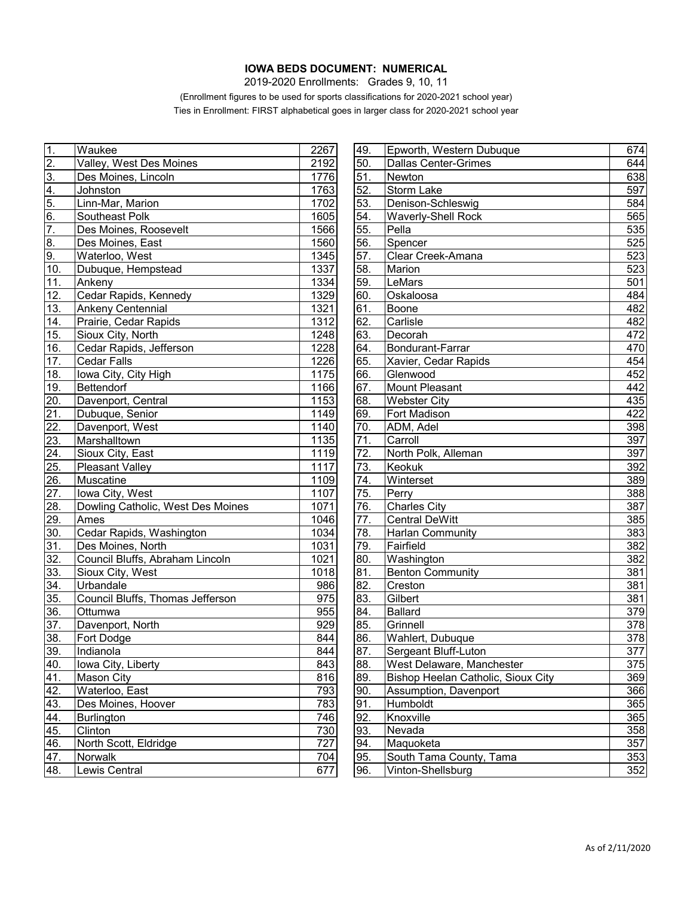**IOWA BEDS DOCUMENT: NUMERICAL**

2019-2020 Enrollments: Grades 9, 10, 11

(Enrollment figures to be used for sports classifications for 2020-2021 school year)

Ties in Enrollment: FIRST alphabetical goes in larger class for 2020-2021 school year

| # | School | Enrollment |
|---|---|---|
| 1. | Waukee | 2267 |
| 2. | Valley, West Des Moines | 2192 |
| 3. | Des Moines, Lincoln | 1776 |
| 4. | Johnston | 1763 |
| 5. | Linn-Mar, Marion | 1702 |
| 6. | Southeast Polk | 1605 |
| 7. | Des Moines, Roosevelt | 1566 |
| 8. | Des Moines, East | 1560 |
| 9. | Waterloo, West | 1345 |
| 10. | Dubuque, Hempstead | 1337 |
| 11. | Ankeny | 1334 |
| 12. | Cedar Rapids, Kennedy | 1329 |
| 13. | Ankeny Centennial | 1321 |
| 14. | Prairie, Cedar Rapids | 1312 |
| 15. | Sioux City, North | 1248 |
| 16. | Cedar Rapids, Jefferson | 1228 |
| 17. | Cedar Falls | 1226 |
| 18. | Iowa City, City High | 1175 |
| 19. | Bettendorf | 1166 |
| 20. | Davenport, Central | 1153 |
| 21. | Dubuque, Senior | 1149 |
| 22. | Davenport, West | 1140 |
| 23. | Marshalltown | 1135 |
| 24. | Sioux City, East | 1119 |
| 25. | Pleasant Valley | 1117 |
| 26. | Muscatine | 1109 |
| 27. | Iowa City, West | 1107 |
| 28. | Dowling Catholic, West Des Moines | 1071 |
| 29. | Ames | 1046 |
| 30. | Cedar Rapids, Washington | 1034 |
| 31. | Des Moines, North | 1031 |
| 32. | Council Bluffs, Abraham Lincoln | 1021 |
| 33. | Sioux City, West | 1018 |
| 34. | Urbandale | 986 |
| 35. | Council Bluffs, Thomas Jefferson | 975 |
| 36. | Ottumwa | 955 |
| 37. | Davenport, North | 929 |
| 38. | Fort Dodge | 844 |
| 39. | Indianola | 844 |
| 40. | Iowa City, Liberty | 843 |
| 41. | Mason City | 816 |
| 42. | Waterloo, East | 793 |
| 43. | Des Moines, Hoover | 783 |
| 44. | Burlington | 746 |
| 45. | Clinton | 730 |
| 46. | North Scott, Eldridge | 727 |
| 47. | Norwalk | 704 |
| 48. | Lewis Central | 677 |
| 49. | Epworth, Western Dubuque | 674 |
| 50. | Dallas Center-Grimes | 644 |
| 51. | Newton | 638 |
| 52. | Storm Lake | 597 |
| 53. | Denison-Schleswig | 584 |
| 54. | Waverly-Shell Rock | 565 |
| 55. | Pella | 535 |
| 56. | Spencer | 525 |
| 57. | Clear Creek-Amana | 523 |
| 58. | Marion | 523 |
| 59. | LeMars | 501 |
| 60. | Oskaloosa | 484 |
| 61. | Boone | 482 |
| 62. | Carlisle | 482 |
| 63. | Decorah | 472 |
| 64. | Bondurant-Farrar | 470 |
| 65. | Xavier, Cedar Rapids | 454 |
| 66. | Glenwood | 452 |
| 67. | Mount Pleasant | 442 |
| 68. | Webster City | 435 |
| 69. | Fort Madison | 422 |
| 70. | ADM, Adel | 398 |
| 71. | Carroll | 397 |
| 72. | North Polk, Alleman | 397 |
| 73. | Keokuk | 392 |
| 74. | Winterset | 389 |
| 75. | Perry | 388 |
| 76. | Charles City | 387 |
| 77. | Central DeWitt | 385 |
| 78. | Harlan Community | 383 |
| 79. | Fairfield | 382 |
| 80. | Washington | 382 |
| 81. | Benton Community | 381 |
| 82. | Creston | 381 |
| 83. | Gilbert | 381 |
| 84. | Ballard | 379 |
| 85. | Grinnell | 378 |
| 86. | Wahlert, Dubuque | 378 |
| 87. | Sergeant Bluff-Luton | 377 |
| 88. | West Delaware, Manchester | 375 |
| 89. | Bishop Heelan Catholic, Sioux City | 369 |
| 90. | Assumption, Davenport | 366 |
| 91. | Humboldt | 365 |
| 92. | Knoxville | 365 |
| 93. | Nevada | 358 |
| 94. | Maquoketa | 357 |
| 95. | South Tama County, Tama | 353 |
| 96. | Vinton-Shellsburg | 352 |

As of 2/11/2020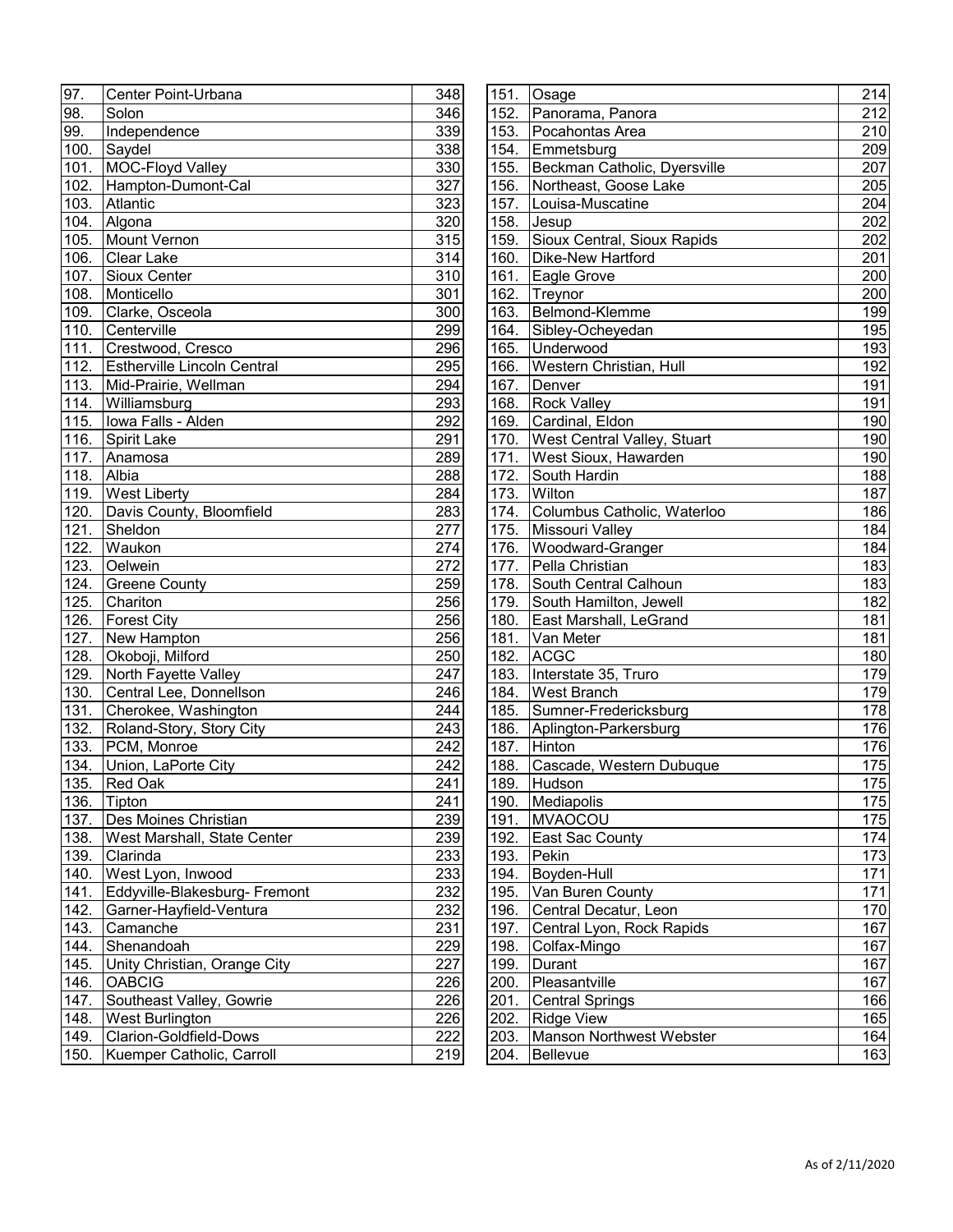| | | |
|---|---|---|
| 97. | Center Point-Urbana | 348 |
| 98. | Solon | 346 |
| 99. | Independence | 339 |
| 100. | Saydel | 338 |
| 101. | MOC-Floyd Valley | 330 |
| 102. | Hampton-Dumont-Cal | 327 |
| 103. | Atlantic | 323 |
| 104. | Algona | 320 |
| 105. | Mount Vernon | 315 |
| 106. | Clear Lake | 314 |
| 107. | Sioux Center | 310 |
| 108. | Monticello | 301 |
| 109. | Clarke, Osceola | 300 |
| 110. | Centerville | 299 |
| 111. | Crestwood, Cresco | 296 |
| 112. | Estherville Lincoln Central | 295 |
| 113. | Mid-Prairie, Wellman | 294 |
| 114. | Williamsburg | 293 |
| 115. | Iowa Falls - Alden | 292 |
| 116. | Spirit Lake | 291 |
| 117. | Anamosa | 289 |
| 118. | Albia | 288 |
| 119. | West Liberty | 284 |
| 120. | Davis County, Bloomfield | 283 |
| 121. | Sheldon | 277 |
| 122. | Waukon | 274 |
| 123. | Oelwein | 272 |
| 124. | Greene County | 259 |
| 125. | Chariton | 256 |
| 126. | Forest City | 256 |
| 127. | New Hampton | 256 |
| 128. | Okoboji, Milford | 250 |
| 129. | North Fayette Valley | 247 |
| 130. | Central Lee, Donnellson | 246 |
| 131. | Cherokee, Washington | 244 |
| 132. | Roland-Story, Story City | 243 |
| 133. | PCM, Monroe | 242 |
| 134. | Union, LaPorte City | 242 |
| 135. | Red Oak | 241 |
| 136. | Tipton | 241 |
| 137. | Des Moines Christian | 239 |
| 138. | West Marshall, State Center | 239 |
| 139. | Clarinda | 233 |
| 140. | West Lyon, Inwood | 233 |
| 141. | Eddyville-Blakesburg- Fremont | 232 |
| 142. | Garner-Hayfield-Ventura | 232 |
| 143. | Camanche | 231 |
| 144. | Shenandoah | 229 |
| 145. | Unity Christian, Orange City | 227 |
| 146. | OABCIG | 226 |
| 147. | Southeast Valley, Gowrie | 226 |
| 148. | West Burlington | 226 |
| 149. | Clarion-Goldfield-Dows | 222 |
| 150. | Kuemper Catholic, Carroll | 219 |
| 151. | Osage | 214 |
| 152. | Panorama, Panora | 212 |
| 153. | Pocahontas Area | 210 |
| 154. | Emmetsburg | 209 |
| 155. | Beckman Catholic, Dyersville | 207 |
| 156. | Northeast, Goose Lake | 205 |
| 157. | Louisa-Muscatine | 204 |
| 158. | Jesup | 202 |
| 159. | Sioux Central, Sioux Rapids | 202 |
| 160. | Dike-New Hartford | 201 |
| 161. | Eagle Grove | 200 |
| 162. | Treynor | 200 |
| 163. | Belmond-Klemme | 199 |
| 164. | Sibley-Ocheyedan | 195 |
| 165. | Underwood | 193 |
| 166. | Western Christian, Hull | 192 |
| 167. | Denver | 191 |
| 168. | Rock Valley | 191 |
| 169. | Cardinal, Eldon | 190 |
| 170. | West Central Valley, Stuart | 190 |
| 171. | West Sioux, Hawarden | 190 |
| 172. | South Hardin | 188 |
| 173. | Wilton | 187 |
| 174. | Columbus Catholic, Waterloo | 186 |
| 175. | Missouri Valley | 184 |
| 176. | Woodward-Granger | 184 |
| 177. | Pella Christian | 183 |
| 178. | South Central Calhoun | 183 |
| 179. | South Hamilton, Jewell | 182 |
| 180. | East Marshall, LeGrand | 181 |
| 181. | Van Meter | 181 |
| 182. | ACGC | 180 |
| 183. | Interstate 35, Truro | 179 |
| 184. | West Branch | 179 |
| 185. | Sumner-Fredericksburg | 178 |
| 186. | Aplington-Parkersburg | 176 |
| 187. | Hinton | 176 |
| 188. | Cascade, Western Dubuque | 175 |
| 189. | Hudson | 175 |
| 190. | Mediapolis | 175 |
| 191. | MVAOCOU | 175 |
| 192. | East Sac County | 174 |
| 193. | Pekin | 173 |
| 194. | Boyden-Hull | 171 |
| 195. | Van Buren County | 171 |
| 196. | Central Decatur, Leon | 170 |
| 197. | Central Lyon, Rock Rapids | 167 |
| 198. | Colfax-Mingo | 167 |
| 199. | Durant | 167 |
| 200. | Pleasantville | 167 |
| 201. | Central Springs | 166 |
| 202. | Ridge View | 165 |
| 203. | Manson Northwest Webster | 164 |
| 204. | Bellevue | 163 |

As of 2/11/2020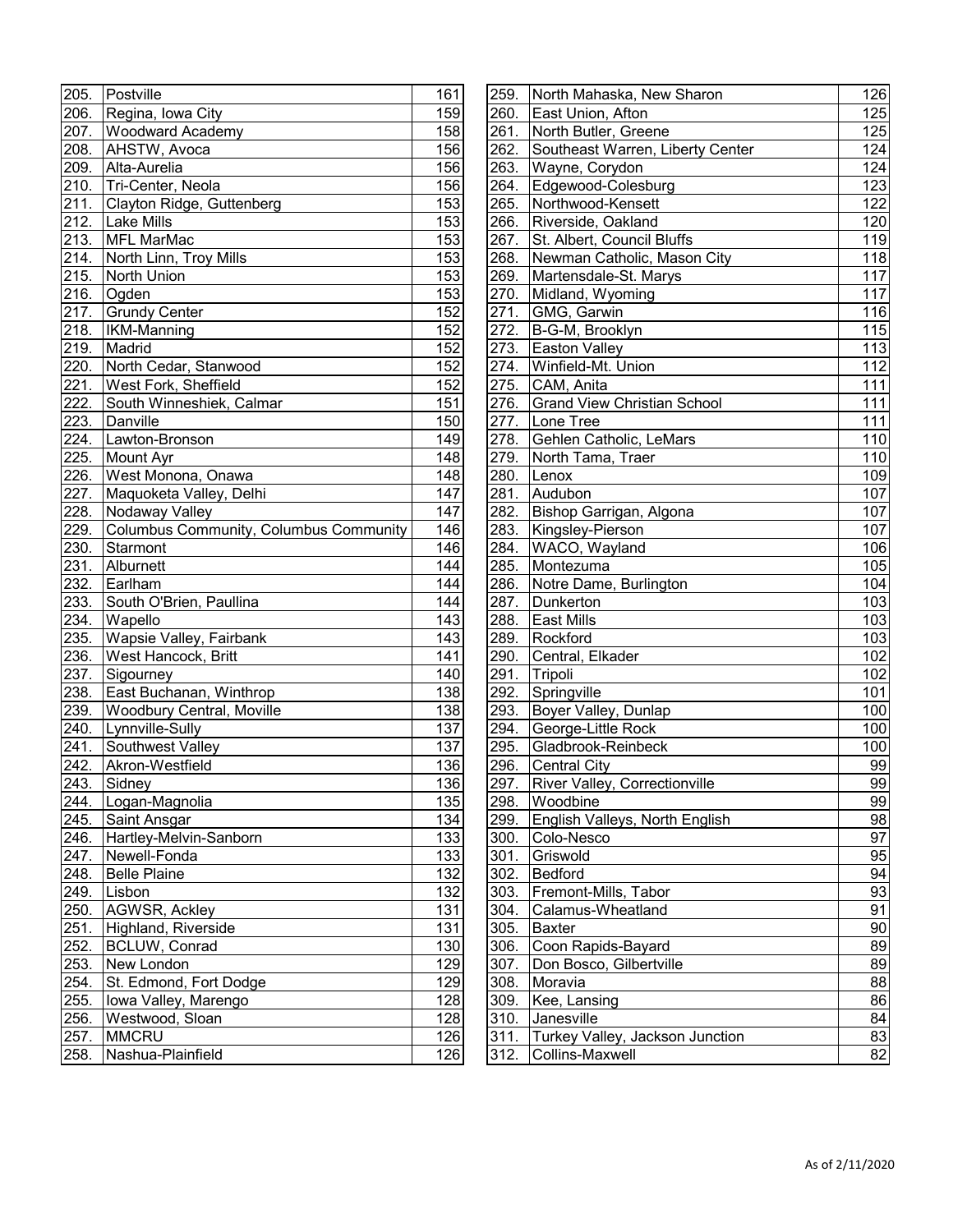| | | |
|---|---|---|
| 205. | Postville | 161 |
| 206. | Regina, Iowa City | 159 |
| 207. | Woodward Academy | 158 |
| 208. | AHSTW, Avoca | 156 |
| 209. | Alta-Aurelia | 156 |
| 210. | Tri-Center, Neola | 156 |
| 211. | Clayton Ridge, Guttenberg | 153 |
| 212. | Lake Mills | 153 |
| 213. | MFL MarMac | 153 |
| 214. | North Linn, Troy Mills | 153 |
| 215. | North Union | 153 |
| 216. | Ogden | 153 |
| 217. | Grundy Center | 152 |
| 218. | IKM-Manning | 152 |
| 219. | Madrid | 152 |
| 220. | North Cedar, Stanwood | 152 |
| 221. | West Fork, Sheffield | 152 |
| 222. | South Winneshiek, Calmar | 151 |
| 223. | Danville | 150 |
| 224. | Lawton-Bronson | 149 |
| 225. | Mount Ayr | 148 |
| 226. | West Monona, Onawa | 148 |
| 227. | Maquoketa Valley, Delhi | 147 |
| 228. | Nodaway Valley | 147 |
| 229. | Columbus Community, Columbus Community | 146 |
| 230. | Starmont | 146 |
| 231. | Alburnett | 144 |
| 232. | Earlham | 144 |
| 233. | South O'Brien, Paullina | 144 |
| 234. | Wapello | 143 |
| 235. | Wapsie Valley, Fairbank | 143 |
| 236. | West Hancock, Britt | 141 |
| 237. | Sigourney | 140 |
| 238. | East Buchanan, Winthrop | 138 |
| 239. | Woodbury Central, Moville | 138 |
| 240. | Lynnville-Sully | 137 |
| 241. | Southwest Valley | 137 |
| 242. | Akron-Westfield | 136 |
| 243. | Sidney | 136 |
| 244. | Logan-Magnolia | 135 |
| 245. | Saint Ansgar | 134 |
| 246. | Hartley-Melvin-Sanborn | 133 |
| 247. | Newell-Fonda | 133 |
| 248. | Belle Plaine | 132 |
| 249. | Lisbon | 132 |
| 250. | AGWSR, Ackley | 131 |
| 251. | Highland, Riverside | 131 |
| 252. | BCLUW, Conrad | 130 |
| 253. | New London | 129 |
| 254. | St. Edmond, Fort Dodge | 129 |
| 255. | Iowa Valley, Marengo | 128 |
| 256. | Westwood, Sloan | 128 |
| 257. | MMCRU | 126 |
| 258. | Nashua-Plainfield | 126 |
| 259. | North Mahaska, New Sharon | 126 |
| 260. | East Union, Afton | 125 |
| 261. | North Butler, Greene | 125 |
| 262. | Southeast Warren, Liberty Center | 124 |
| 263. | Wayne, Corydon | 124 |
| 264. | Edgewood-Colesburg | 123 |
| 265. | Northwood-Kensett | 122 |
| 266. | Riverside, Oakland | 120 |
| 267. | St. Albert, Council Bluffs | 119 |
| 268. | Newman Catholic, Mason City | 118 |
| 269. | Martensdale-St. Marys | 117 |
| 270. | Midland, Wyoming | 117 |
| 271. | GMG, Garwin | 116 |
| 272. | B-G-M, Brooklyn | 115 |
| 273. | Easton Valley | 113 |
| 274. | Winfield-Mt. Union | 112 |
| 275. | CAM, Anita | 111 |
| 276. | Grand View Christian School | 111 |
| 277. | Lone Tree | 111 |
| 278. | Gehlen Catholic, LeMars | 110 |
| 279. | North Tama, Traer | 110 |
| 280. | Lenox | 109 |
| 281. | Audubon | 107 |
| 282. | Bishop Garrigan, Algona | 107 |
| 283. | Kingsley-Pierson | 107 |
| 284. | WACO, Wayland | 106 |
| 285. | Montezuma | 105 |
| 286. | Notre Dame, Burlington | 104 |
| 287. | Dunkerton | 103 |
| 288. | East Mills | 103 |
| 289. | Rockford | 103 |
| 290. | Central, Elkader | 102 |
| 291. | Tripoli | 102 |
| 292. | Springville | 101 |
| 293. | Boyer Valley, Dunlap | 100 |
| 294. | George-Little Rock | 100 |
| 295. | Gladbrook-Reinbeck | 100 |
| 296. | Central City | 99 |
| 297. | River Valley, Correctionville | 99 |
| 298. | Woodbine | 99 |
| 299. | English Valleys, North English | 98 |
| 300. | Colo-Nesco | 97 |
| 301. | Griswold | 95 |
| 302. | Bedford | 94 |
| 303. | Fremont-Mills, Tabor | 93 |
| 304. | Calamus-Wheatland | 91 |
| 305. | Baxter | 90 |
| 306. | Coon Rapids-Bayard | 89 |
| 307. | Don Bosco, Gilbertville | 89 |
| 308. | Moravia | 88 |
| 309. | Kee, Lansing | 86 |
| 310. | Janesville | 84 |
| 311. | Turkey Valley, Jackson Junction | 83 |
| 312. | Collins-Maxwell | 82 |

As of 2/11/2020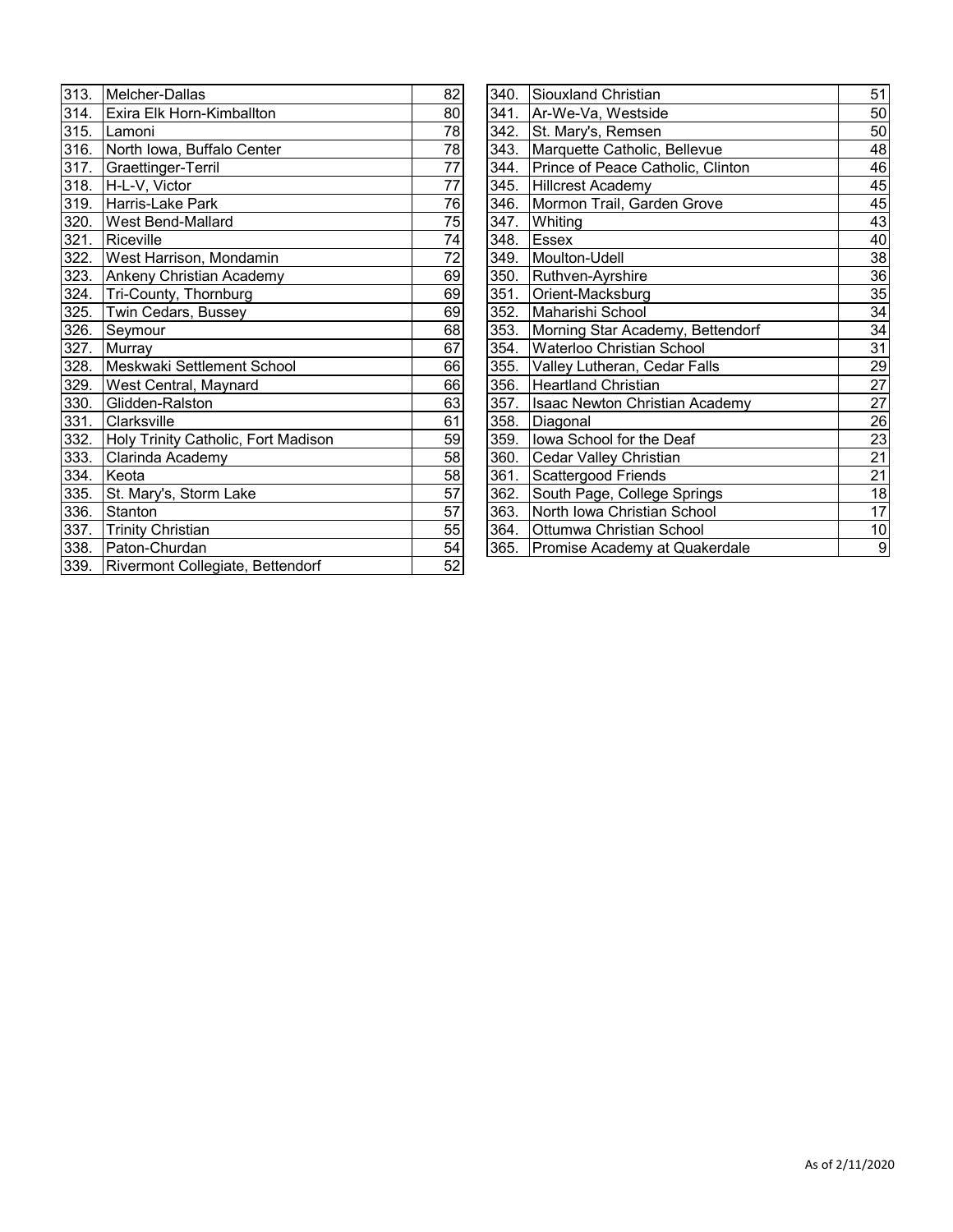| | | |
|---|---|---|
| 313. | Melcher-Dallas | 82 |
| 314. | Exira Elk Horn-Kimballton | 80 |
| 315. | Lamoni | 78 |
| 316. | North Iowa, Buffalo Center | 78 |
| 317. | Graettinger-Terril | 77 |
| 318. | H-L-V, Victor | 77 |
| 319. | Harris-Lake Park | 76 |
| 320. | West Bend-Mallard | 75 |
| 321. | Riceville | 74 |
| 322. | West Harrison, Mondamin | 72 |
| 323. | Ankeny Christian Academy | 69 |
| 324. | Tri-County, Thornburg | 69 |
| 325. | Twin Cedars, Bussey | 69 |
| 326. | Seymour | 68 |
| 327. | Murray | 67 |
| 328. | Meskwaki Settlement School | 66 |
| 329. | West Central, Maynard | 66 |
| 330. | Glidden-Ralston | 63 |
| 331. | Clarksville | 61 |
| 332. | Holy Trinity Catholic, Fort Madison | 59 |
| 333. | Clarinda Academy | 58 |
| 334. | Keota | 58 |
| 335. | St. Mary's, Storm Lake | 57 |
| 336. | Stanton | 57 |
| 337. | Trinity Christian | 55 |
| 338. | Paton-Churdan | 54 |
| 339. | Rivermont Collegiate, Bettendorf | 52 |
| 340. | Siouxland Christian | 51 |
| 341. | Ar-We-Va, Westside | 50 |
| 342. | St. Mary's, Remsen | 50 |
| 343. | Marquette Catholic, Bellevue | 48 |
| 344. | Prince of Peace Catholic, Clinton | 46 |
| 345. | Hillcrest Academy | 45 |
| 346. | Mormon Trail, Garden Grove | 45 |
| 347. | Whiting | 43 |
| 348. | Essex | 40 |
| 349. | Moulton-Udell | 38 |
| 350. | Ruthven-Ayrshire | 36 |
| 351. | Orient-Macksburg | 35 |
| 352. | Maharishi School | 34 |
| 353. | Morning Star Academy, Bettendorf | 34 |
| 354. | Waterloo Christian School | 31 |
| 355. | Valley Lutheran, Cedar Falls | 29 |
| 356. | Heartland Christian | 27 |
| 357. | Isaac Newton Christian Academy | 27 |
| 358. | Diagonal | 26 |
| 359. | Iowa School for the Deaf | 23 |
| 360. | Cedar Valley Christian | 21 |
| 361. | Scattergood Friends | 21 |
| 362. | South Page, College Springs | 18 |
| 363. | North Iowa Christian School | 17 |
| 364. | Ottumwa Christian School | 10 |
| 365. | Promise Academy at Quakerdale | 9 |

As of 2/11/2020